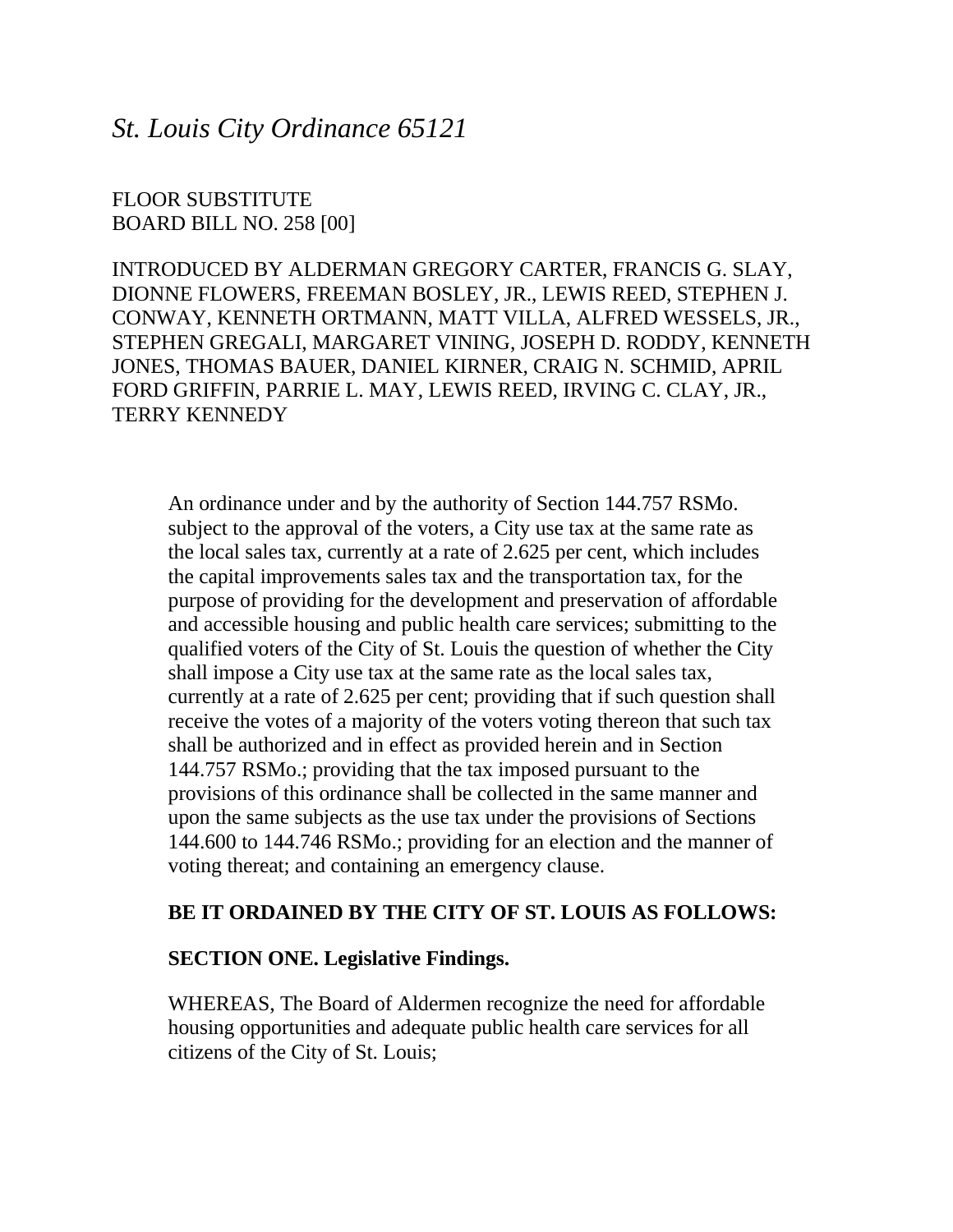# *St. Louis City Ordinance 65121*

FLOOR SUBSTITUTE
BOARD BILL NO. 258 [00]

INTRODUCED BY ALDERMAN GREGORY CARTER, FRANCIS G. SLAY, DIONNE FLOWERS, FREEMAN BOSLEY, JR., LEWIS REED, STEPHEN J. CONWAY, KENNETH ORTMANN, MATT VILLA, ALFRED WESSELS, JR., STEPHEN GREGALI, MARGARET VINING, JOSEPH D. RODDY, KENNETH JONES, THOMAS BAUER, DANIEL KIRNER, CRAIG N. SCHMID, APRIL FORD GRIFFIN, PARRIE L. MAY, LEWIS REED, IRVING C. CLAY, JR., TERRY KENNEDY

An ordinance under and by the authority of Section 144.757 RSMo. subject to the approval of the voters, a City use tax at the same rate as the local sales tax, currently at a rate of 2.625 per cent, which includes the capital improvements sales tax and the transportation tax, for the purpose of providing for the development and preservation of affordable and accessible housing and public health care services; submitting to the qualified voters of the City of St. Louis the question of whether the City shall impose a City use tax at the same rate as the local sales tax, currently at a rate of 2.625 per cent; providing that if such question shall receive the votes of a majority of the voters voting thereon that such tax shall be authorized and in effect as provided herein and in Section 144.757 RSMo.; providing that the tax imposed pursuant to the provisions of this ordinance shall be collected in the same manner and upon the same subjects as the use tax under the provisions of Sections 144.600 to 144.746 RSMo.; providing for an election and the manner of voting thereat; and containing an emergency clause.

**BE IT ORDAINED BY THE CITY OF ST. LOUIS AS FOLLOWS:**

**SECTION ONE. Legislative Findings.**

WHEREAS, The Board of Aldermen recognize the need for affordable housing opportunities and adequate public health care services for all citizens of the City of St. Louis;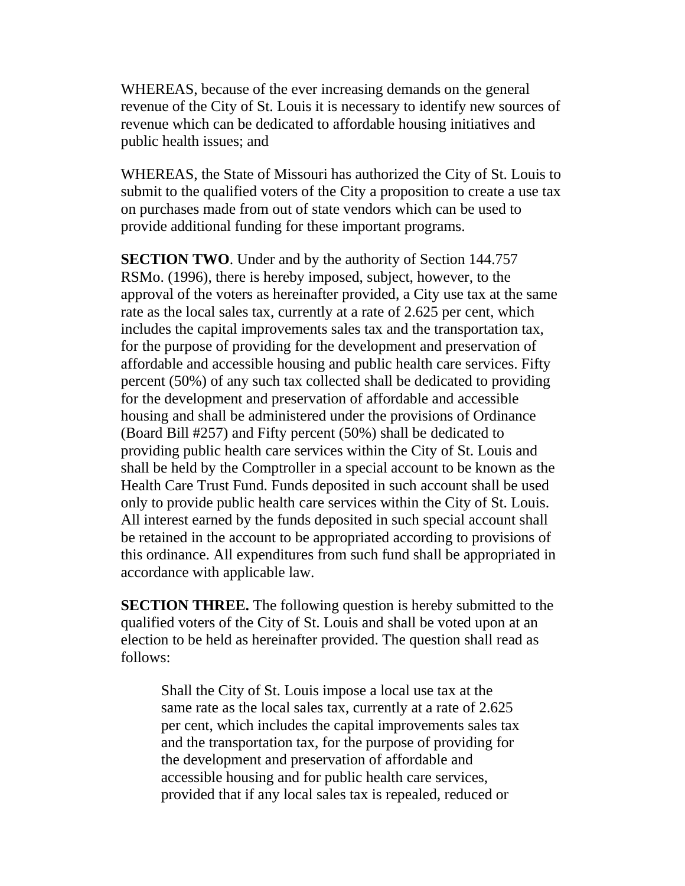WHEREAS, because of the ever increasing demands on the general revenue of the City of St. Louis it is necessary to identify new sources of revenue which can be dedicated to affordable housing initiatives and public health issues; and

WHEREAS, the State of Missouri has authorized the City of St. Louis to submit to the qualified voters of the City a proposition to create a use tax on purchases made from out of state vendors which can be used to provide additional funding for these important programs.

**SECTION TWO**. Under and by the authority of Section 144.757 RSMo. (1996), there is hereby imposed, subject, however, to the approval of the voters as hereinafter provided, a City use tax at the same rate as the local sales tax, currently at a rate of 2.625 per cent, which includes the capital improvements sales tax and the transportation tax, for the purpose of providing for the development and preservation of affordable and accessible housing and public health care services. Fifty percent (50%) of any such tax collected shall be dedicated to providing for the development and preservation of affordable and accessible housing and shall be administered under the provisions of Ordinance (Board Bill #257) and Fifty percent (50%) shall be dedicated to providing public health care services within the City of St. Louis and shall be held by the Comptroller in a special account to be known as the Health Care Trust Fund. Funds deposited in such account shall be used only to provide public health care services within the City of St. Louis. All interest earned by the funds deposited in such special account shall be retained in the account to be appropriated according to provisions of this ordinance. All expenditures from such fund shall be appropriated in accordance with applicable law.

**SECTION THREE.** The following question is hereby submitted to the qualified voters of the City of St. Louis and shall be voted upon at an election to be held as hereinafter provided. The question shall read as follows:

> Shall the City of St. Louis impose a local use tax at the same rate as the local sales tax, currently at a rate of 2.625 per cent, which includes the capital improvements sales tax and the transportation tax, for the purpose of providing for the development and preservation of affordable and accessible housing and for public health care services, provided that if any local sales tax is repealed, reduced or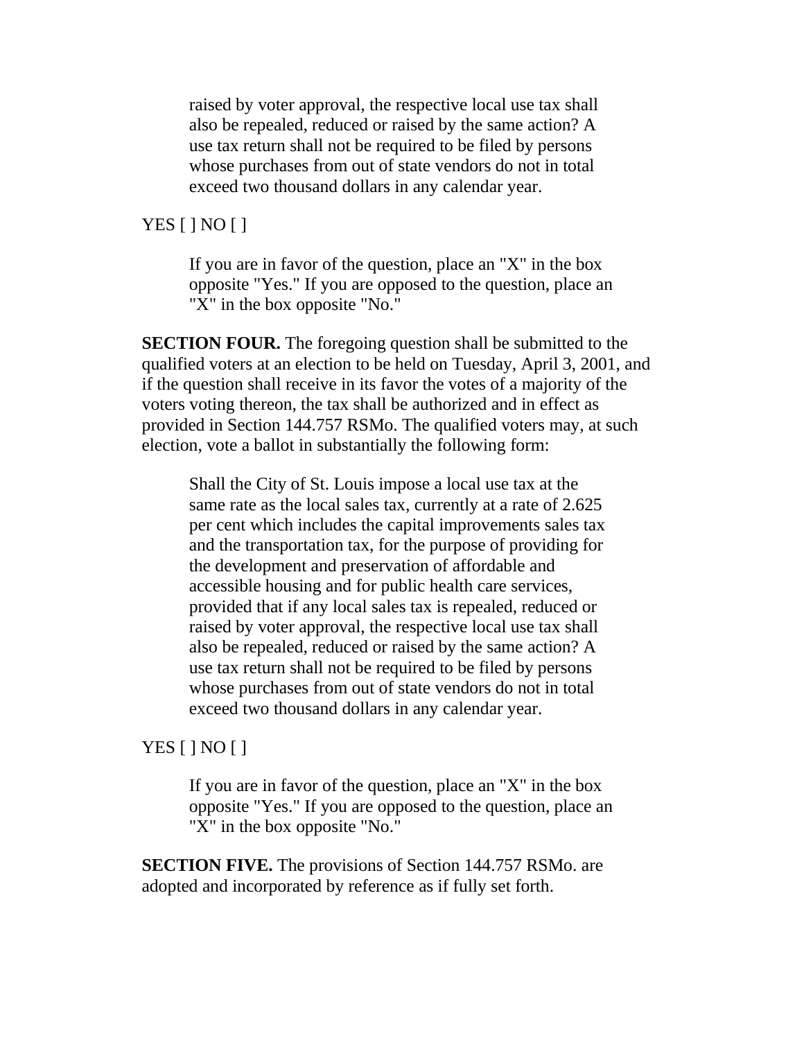> raised by voter approval, the respective local use tax shall also be repealed, reduced or raised by the same action? A use tax return shall not be required to be filed by persons whose purchases from out of state vendors do not in total exceed two thousand dollars in any calendar year.

YES [ ] NO [ ]

> If you are in favor of the question, place an "X" in the box opposite "Yes." If you are opposed to the question, place an "X" in the box opposite "No."

**SECTION FOUR.** The foregoing question shall be submitted to the qualified voters at an election to be held on Tuesday, April 3, 2001, and if the question shall receive in its favor the votes of a majority of the voters voting thereon, the tax shall be authorized and in effect as provided in Section 144.757 RSMo. The qualified voters may, at such election, vote a ballot in substantially the following form:

> Shall the City of St. Louis impose a local use tax at the same rate as the local sales tax, currently at a rate of 2.625 per cent which includes the capital improvements sales tax and the transportation tax, for the purpose of providing for the development and preservation of affordable and accessible housing and for public health care services, provided that if any local sales tax is repealed, reduced or raised by voter approval, the respective local use tax shall also be repealed, reduced or raised by the same action? A use tax return shall not be required to be filed by persons whose purchases from out of state vendors do not in total exceed two thousand dollars in any calendar year.

YES [ ] NO [ ]

> If you are in favor of the question, place an "X" in the box opposite "Yes." If you are opposed to the question, place an "X" in the box opposite "No."

**SECTION FIVE.** The provisions of Section 144.757 RSMo. are adopted and incorporated by reference as if fully set forth.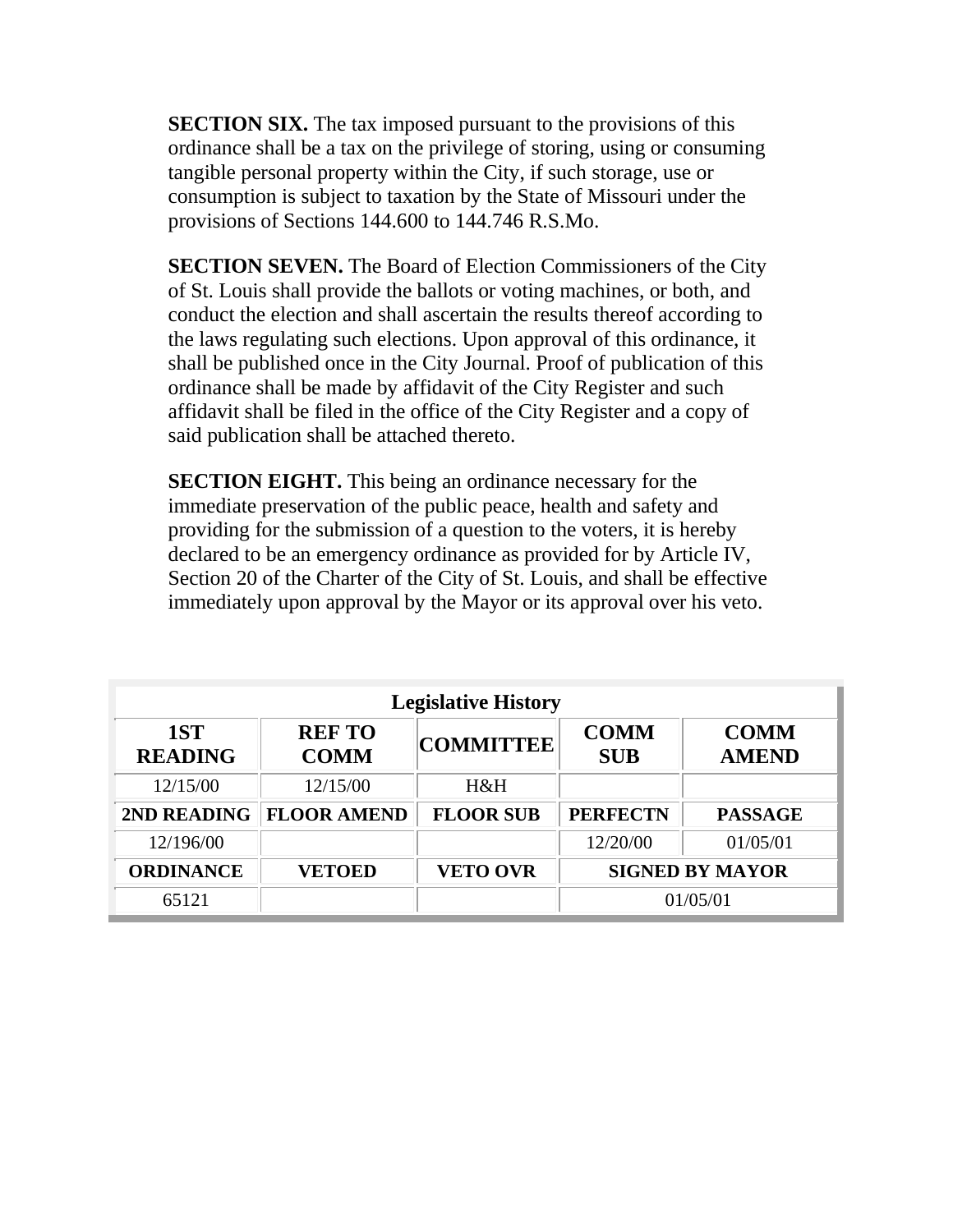**SECTION SIX.** The tax imposed pursuant to the provisions of this ordinance shall be a tax on the privilege of storing, using or consuming tangible personal property within the City, if such storage, use or consumption is subject to taxation by the State of Missouri under the provisions of Sections 144.600 to 144.746 R.S.Mo.

**SECTION SEVEN.** The Board of Election Commissioners of the City of St. Louis shall provide the ballots or voting machines, or both, and conduct the election and shall ascertain the results thereof according to the laws regulating such elections. Upon approval of this ordinance, it shall be published once in the City Journal. Proof of publication of this ordinance shall be made by affidavit of the City Register and such affidavit shall be filed in the office of the City Register and a copy of said publication shall be attached thereto.

**SECTION EIGHT.** This being an ordinance necessary for the immediate preservation of the public peace, health and safety and providing for the submission of a question to the voters, it is hereby declared to be an emergency ordinance as provided for by Article IV, Section 20 of the Charter of the City of St. Louis, and shall be effective immediately upon approval by the Mayor or its approval over his veto.

| Legislative History | | | | |
|---|---|---|---|---|
| **1ST READING** | **REF TO COMM** | **COMMITTEE** | **COMM SUB** | **COMM AMEND** |
| 12/15/00 | 12/15/00 | H&H | | |
| **2ND READING** | **FLOOR AMEND** | **FLOOR SUB** | **PERFECTN** | **PASSAGE** |
| 12/196/00 | | | 12/20/00 | 01/05/01 |
| **ORDINANCE** | **VETOED** | **VETO OVR** | **SIGNED BY MAYOR** | |
| 65121 | | | 01/05/01 | |